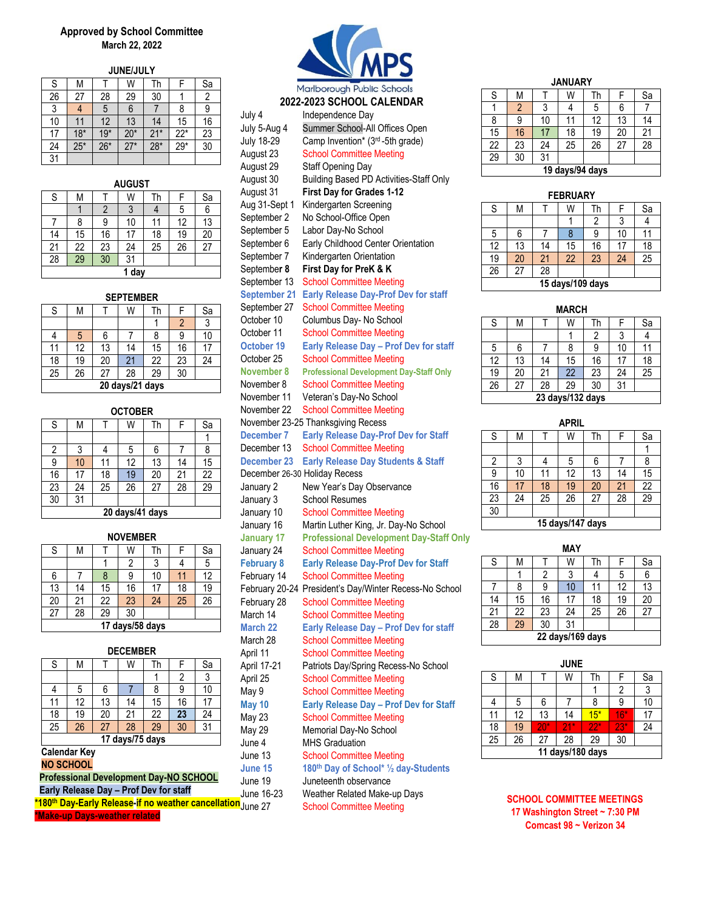**Approved by School Committee**
**March 22, 2022**

# Marlborough Public Schools
## 2022-2023 SCHOOL CALENDAR

### JUNE/JULY

| S | M | T | W | Th | F | Sa |
|---|---|---|---|---|---|---|
| 26 | 27 | 28 | 29 | 30 | 1 | 2 |
| 3 | 4 | 5 | 6 | 7 | 8 | 9 |
| 10 | 11 | 12 | 13 | 14 | 15 | 16 |
| 17 | 18* | 19* | 20* | 21* | 22* | 23 |
| 24 | 25* | 26* | 27* | 28* | 29* | 30 |
| 31 | | | | | | |

### AUGUST

| S | M | T | W | Th | F | Sa |
|---|---|---|---|---|---|---|
| | 1 | 2 | 3 | 4 | 5 | 6 |
| 7 | 8 | 9 | 10 | 11 | 12 | 13 |
| 14 | 15 | 16 | 17 | 18 | 19 | 20 |
| 21 | 22 | 23 | 24 | 25 | 26 | 27 |
| 28 | 29 | 30 | 31 | | | |
| 1 day | | | | | | |

### SEPTEMBER

| S | M | T | W | Th | F | Sa |
|---|---|---|---|---|---|---|
| | | | | 1 | 2 | 3 |
| 4 | 5 | 6 | 7 | 8 | 9 | 10 |
| 11 | 12 | 13 | 14 | 15 | 16 | 17 |
| 18 | 19 | 20 | 21 | 22 | 23 | 24 |
| 25 | 26 | 27 | 28 | 29 | 30 | |
| 20 days/21 days | | | | | | |

### OCTOBER

| S | M | T | W | Th | F | Sa |
|---|---|---|---|---|---|---|
| | | | | | | 1 |
| 2 | 3 | 4 | 5 | 6 | 7 | 8 |
| 9 | 10 | 11 | 12 | 13 | 14 | 15 |
| 16 | 17 | 18 | 19 | 20 | 21 | 22 |
| 23 | 24 | 25 | 26 | 27 | 28 | 29 |
| 30 | 31 | | | | | |
| 20 days/41 days | | | | | | |

### NOVEMBER

| S | M | T | W | Th | F | Sa |
|---|---|---|---|---|---|---|
| | | 1 | 2 | 3 | 4 | 5 |
| 6 | 7 | 8 | 9 | 10 | 11 | 12 |
| 13 | 14 | 15 | 16 | 17 | 18 | 19 |
| 20 | 21 | 22 | 23 | 24 | 25 | 26 |
| 27 | 28 | 29 | 30 | | | |
| 17 days/58 days | | | | | | |

### DECEMBER

| S | M | T | W | Th | F | Sa |
|---|---|---|---|---|---|---|
| | | | | 1 | 2 | 3 |
| 4 | 5 | 6 | 7 | 8 | 9 | 10 |
| 11 | 12 | 13 | 14 | 15 | 16 | 17 |
| 18 | 19 | 20 | 21 | 22 | 23 | 24 |
| 25 | 26 | 27 | 28 | 29 | 30 | 31 |
| 17 days/75 days | | | | | | |

**Calendar Key**
- NO SCHOOL
- Professional Development Day-NO SCHOOL
- Early Release Day – Prof Dev for staff
- *180th Day-Early Release-if no weather cancellation
- *Make-up Days-weather related

| Date | Event |
|---|---|
| July 4 | Independence Day |
| July 5-Aug 4 | Summer School-All Offices Open |
| July 18-29 | Camp Invention* (3rd-5th grade) |
| August 23 | School Committee Meeting |
| August 29 | Staff Opening Day |
| August 30 | Building Based PD Activities-Staff Only |
| August 31 | **First Day for Grades 1-12** |
| Aug 31-Sept 1 | Kindergarten Screening |
| September 2 | No School-Office Open |
| September 5 | Labor Day-No School |
| September 6 | Early Childhood Center Orientation |
| September 7 | Kindergarten Orientation |
| September 8 | **First Day for PreK & K** |
| September 13 | School Committee Meeting |
| September 21 | Early Release Day-Prof Dev for staff |
| September 27 | School Committee Meeting |
| October 10 | Columbus Day- No School |
| October 11 | School Committee Meeting |
| October 19 | Early Release Day – Prof Dev for staff |
| October 25 | School Committee Meeting |
| November 8 | Professional Development Day-Staff Only |
| November 8 | School Committee Meeting |
| November 11 | Veteran's Day-No School |
| November 22 | School Committee Meeting |
| November 23-25 | Thanksgiving Recess |
| December 7 | Early Release Day-Prof Dev for Staff |
| December 13 | School Committee Meeting |
| December 23 | Early Release Day Students & Staff |
| December 26-30 | Holiday Recess |
| January 2 | New Year's Day Observance |
| January 3 | School Resumes |
| January 10 | School Committee Meeting |
| January 16 | Martin Luther King, Jr. Day-No School |
| January 17 | Professional Development Day-Staff Only |
| January 24 | School Committee Meeting |
| February 8 | Early Release Day-Prof Dev for Staff |
| February 14 | School Committee Meeting |
| February 20-24 | President's Day/Winter Recess-No School |
| February 28 | School Committee Meeting |
| March 14 | School Committee Meeting |
| March 22 | Early Release Day – Prof Dev for staff |
| March 28 | School Committee Meeting |
| April 11 | School Committee Meeting |
| April 17-21 | Patriots Day/Spring Recess-No School |
| April 25 | School Committee Meeting |
| May 9 | School Committee Meeting |
| May 10 | Early Release Day – Prof Dev for Staff |
| May 23 | School Committee Meeting |
| May 29 | Memorial Day-No School |
| June 4 | MHS Graduation |
| June 13 | School Committee Meeting |
| June 15 | 180th Day of School* ½ day-Students |
| June 19 | Juneteenth observance |
| June 16-23 | Weather Related Make-up Days |
| June 27 | School Committee Meeting |

### JANUARY

| S | M | T | W | Th | F | Sa |
|---|---|---|---|---|---|---|
| 1 | 2 | 3 | 4 | 5 | 6 | 7 |
| 8 | 9 | 10 | 11 | 12 | 13 | 14 |
| 15 | 16 | 17 | 18 | 19 | 20 | 21 |
| 22 | 23 | 24 | 25 | 26 | 27 | 28 |
| 29 | 30 | 31 | | | | |
| 19 days/94 days | | | | | | |

### FEBRUARY

| S | M | T | W | Th | F | Sa |
|---|---|---|---|---|---|---|
| | | | 1 | 2 | 3 | 4 |
| 5 | 6 | 7 | 8 | 9 | 10 | 11 |
| 12 | 13 | 14 | 15 | 16 | 17 | 18 |
| 19 | 20 | 21 | 22 | 23 | 24 | 25 |
| 26 | 27 | 28 | | | | |
| 15 days/109 days | | | | | | |

### MARCH

| S | M | T | W | Th | F | Sa |
|---|---|---|---|---|---|---|
| | | | 1 | 2 | 3 | 4 |
| 5 | 6 | 7 | 8 | 9 | 10 | 11 |
| 12 | 13 | 14 | 15 | 16 | 17 | 18 |
| 19 | 20 | 21 | 22 | 23 | 24 | 25 |
| 26 | 27 | 28 | 29 | 30 | 31 | |
| 23 days/132 days | | | | | | |

### APRIL

| S | M | T | W | Th | F | Sa |
|---|---|---|---|---|---|---|
| | | | | | | 1 |
| 2 | 3 | 4 | 5 | 6 | 7 | 8 |
| 9 | 10 | 11 | 12 | 13 | 14 | 15 |
| 16 | 17 | 18 | 19 | 20 | 21 | 22 |
| 23 | 24 | 25 | 26 | 27 | 28 | 29 |
| 30 | | | | | | |
| 15 days/147 days | | | | | | |

### MAY

| S | M | T | W | Th | F | Sa |
|---|---|---|---|---|---|---|
| | 1 | 2 | 3 | 4 | 5 | 6 |
| 7 | 8 | 9 | 10 | 11 | 12 | 13 |
| 14 | 15 | 16 | 17 | 18 | 19 | 20 |
| 21 | 22 | 23 | 24 | 25 | 26 | 27 |
| 28 | 29 | 30 | 31 | | | |
| 22 days/169 days | | | | | | |

### JUNE

| S | M | T | W | Th | F | Sa |
|---|---|---|---|---|---|---|
| | | | | 1 | 2 | 3 |
| 4 | 5 | 6 | 7 | 8 | 9 | 10 |
| 11 | 12 | 13 | 14 | 15* | 16* | 17 |
| 18 | 19 | 20* | 21* | 22* | 23* | 24 |
| 25 | 26 | 27 | 28 | 29 | 30 | |
| 11 days/180 days | | | | | | |

**SCHOOL COMMITTEE MEETINGS**
**17 Washington Street ~ 7:30 PM**
**Comcast 98 ~ Verizon 34**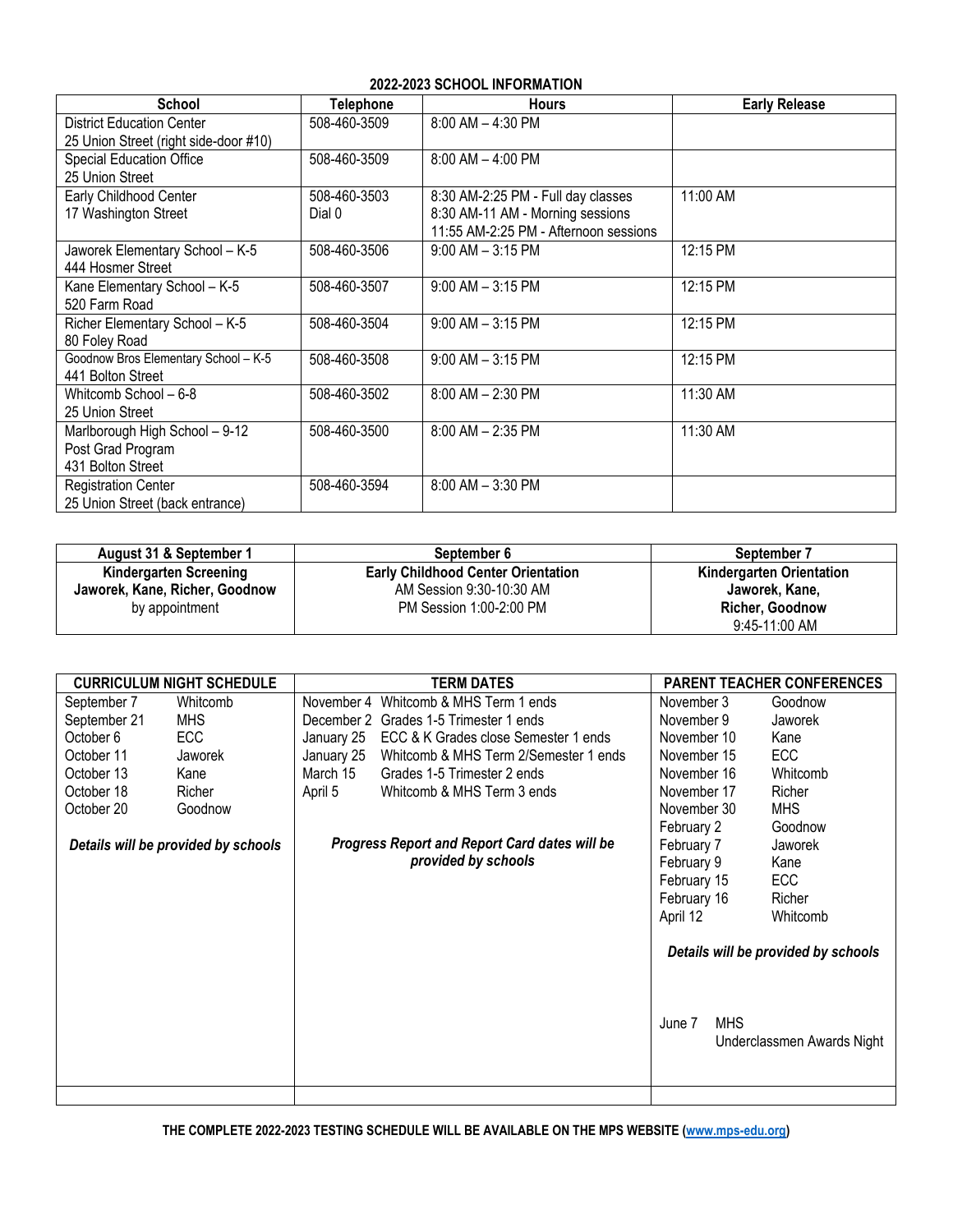## 2022-2023 SCHOOL INFORMATION

| School | Telephone | Hours | Early Release |
|---|---|---|---|
| District Education Center<br>25 Union Street (right side-door #10) | 508-460-3509 | 8:00 AM – 4:30 PM | |
| Special Education Office<br>25 Union Street | 508-460-3509 | 8:00 AM – 4:00 PM | |
| Early Childhood Center<br>17 Washington Street | 508-460-3503<br>Dial 0 | 8:30 AM-2:25 PM - Full day classes<br>8:30 AM-11 AM - Morning sessions<br>11:55 AM-2:25 PM - Afternoon sessions | 11:00 AM |
| Jaworek Elementary School – K-5<br>444 Hosmer Street | 508-460-3506 | 9:00 AM – 3:15 PM | 12:15 PM |
| Kane Elementary School – K-5<br>520 Farm Road | 508-460-3507 | 9:00 AM – 3:15 PM | 12:15 PM |
| Richer Elementary School – K-5<br>80 Foley Road | 508-460-3504 | 9:00 AM – 3:15 PM | 12:15 PM |
| Goodnow Bros Elementary School – K-5<br>441 Bolton Street | 508-460-3508 | 9:00 AM – 3:15 PM | 12:15 PM |
| Whitcomb School – 6-8<br>25 Union Street | 508-460-3502 | 8:00 AM – 2:30 PM | 11:30 AM |
| Marlborough High School – 9-12<br>Post Grad Program<br>431 Bolton Street | 508-460-3500 | 8:00 AM – 2:35 PM | 11:30 AM |
| Registration Center<br>25 Union Street (back entrance) | 508-460-3594 | 8:00 AM – 3:30 PM | |

| August 31 & September 1 | September 6 | September 7 |
|---|---|---|
| **Kindergarten Screening**<br>**Jaworek, Kane, Richer, Goodnow**<br>by appointment | **Early Childhood Center Orientation**<br>AM Session 9:30-10:30 AM<br>PM Session 1:00-2:00 PM | **Kindergarten Orientation**<br>**Jaworek, Kane,**<br>**Richer, Goodnow**<br>9:45-11:00 AM |

| CURRICULUM NIGHT SCHEDULE | TERM DATES | PARENT TEACHER CONFERENCES |
|---|---|---|
| September 7 Whitcomb<br>September 21 MHS<br>October 6 ECC<br>October 11 Jaworek<br>October 13 Kane<br>October 18 Richer<br>October 20 Goodnow<br><br>***Details will be provided by schools*** | November 4 Whitcomb & MHS Term 1 ends<br>December 2 Grades 1-5 Trimester 1 ends<br>January 25 ECC & K Grades close Semester 1 ends<br>January 25 Whitcomb & MHS Term 2/Semester 1 ends<br>March 15 Grades 1-5 Trimester 2 ends<br>April 5 Whitcomb & MHS Term 3 ends<br><br>***Progress Report and Report Card dates will be provided by schools*** | November 3 Goodnow<br>November 9 Jaworek<br>November 10 Kane<br>November 15 ECC<br>November 16 Whitcomb<br>November 17 Richer<br>November 30 MHS<br>February 2 Goodnow<br>February 7 Jaworek<br>February 9 Kane<br>February 15 ECC<br>February 16 Richer<br>April 12 Whitcomb<br><br>***Details will be provided by schools***<br><br>June 7 MHS<br>Underclassmen Awards Night |

**THE COMPLETE 2022-2023 TESTING SCHEDULE WILL BE AVAILABLE ON THE MPS WEBSITE (www.mps-edu.org)**